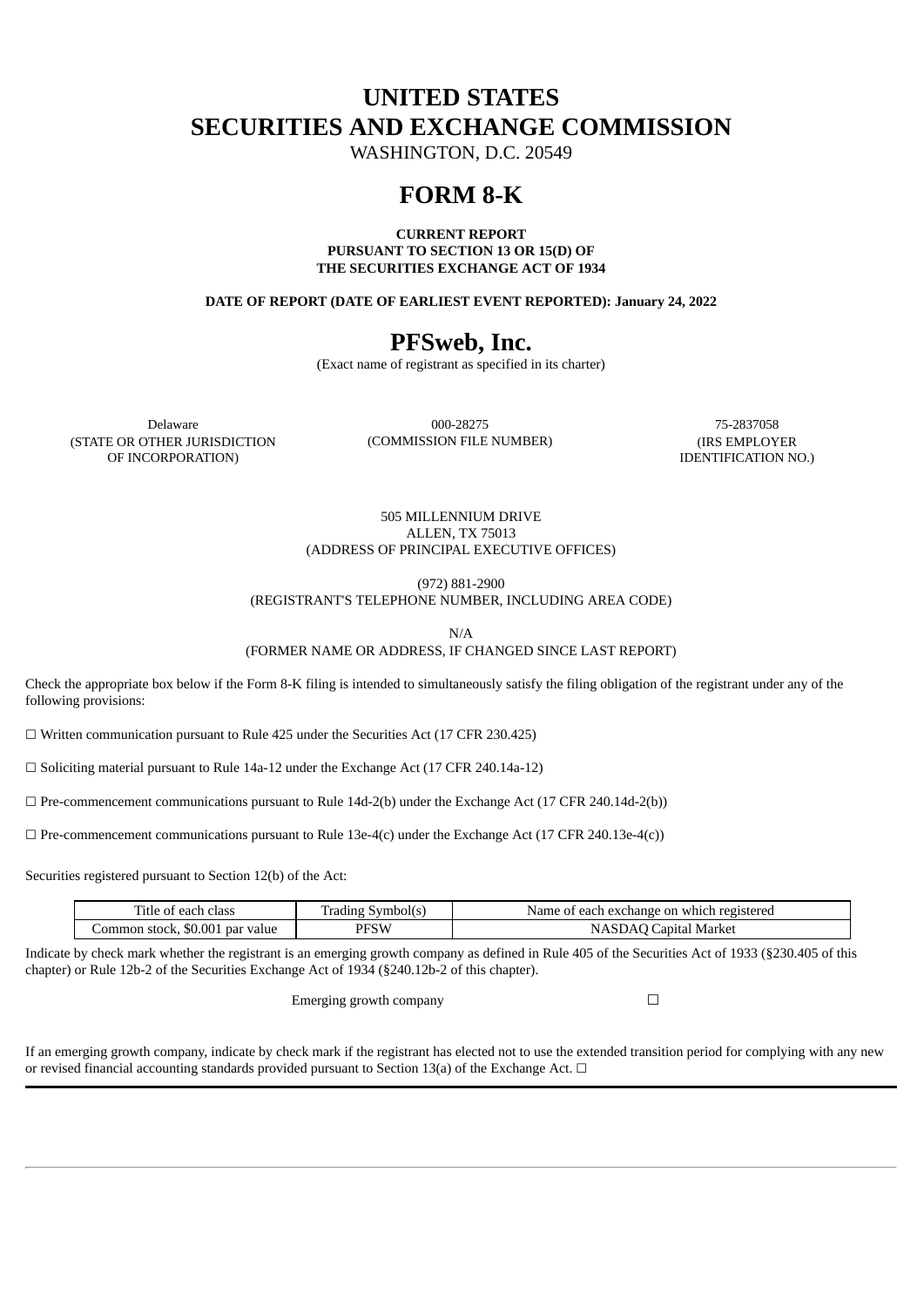# UNITED STATES
# SECURITIES AND EXCHANGE COMMISSION

WASHINGTON, D.C. 20549

# FORM 8-K

**CURRENT REPORT**
**PURSUANT TO SECTION 13 OR 15(D) OF**
**THE SECURITIES EXCHANGE ACT OF 1934**

**DATE OF REPORT (DATE OF EARLIEST EVENT REPORTED): January 24, 2022**

# PFSweb, Inc.

(Exact name of registrant as specified in its charter)

| Delaware | 000-28275 | 75-2837058 |
|---|---|---|
| (STATE OR OTHER JURISDICTION OF INCORPORATION) | (COMMISSION FILE NUMBER) | (IRS EMPLOYER IDENTIFICATION NO.) |

505 MILLENNIUM DRIVE
ALLEN, TX 75013
(ADDRESS OF PRINCIPAL EXECUTIVE OFFICES)

(972) 881-2900
(REGISTRANT'S TELEPHONE NUMBER, INCLUDING AREA CODE)

N/A
(FORMER NAME OR ADDRESS, IF CHANGED SINCE LAST REPORT)

Check the appropriate box below if the Form 8-K filing is intended to simultaneously satisfy the filing obligation of the registrant under any of the following provisions:

☐ Written communication pursuant to Rule 425 under the Securities Act (17 CFR 230.425)

☐ Soliciting material pursuant to Rule 14a-12 under the Exchange Act (17 CFR 240.14a-12)

☐ Pre-commencement communications pursuant to Rule 14d-2(b) under the Exchange Act (17 CFR 240.14d-2(b))

☐ Pre-commencement communications pursuant to Rule 13e-4(c) under the Exchange Act (17 CFR 240.13e-4(c))

Securities registered pursuant to Section 12(b) of the Act:

| Title of each class | Trading Symbol(s) | Name of each exchange on which registered |
|---|---|---|
| Common stock, $0.001 par value | PFSW | NASDAQ Capital Market |

Indicate by check mark whether the registrant is an emerging growth company as defined in Rule 405 of the Securities Act of 1933 (§230.405 of this chapter) or Rule 12b-2 of the Securities Exchange Act of 1934 (§240.12b-2 of this chapter).

Emerging growth company ☐

If an emerging growth company, indicate by check mark if the registrant has elected not to use the extended transition period for complying with any new or revised financial accounting standards provided pursuant to Section 13(a) of the Exchange Act. ☐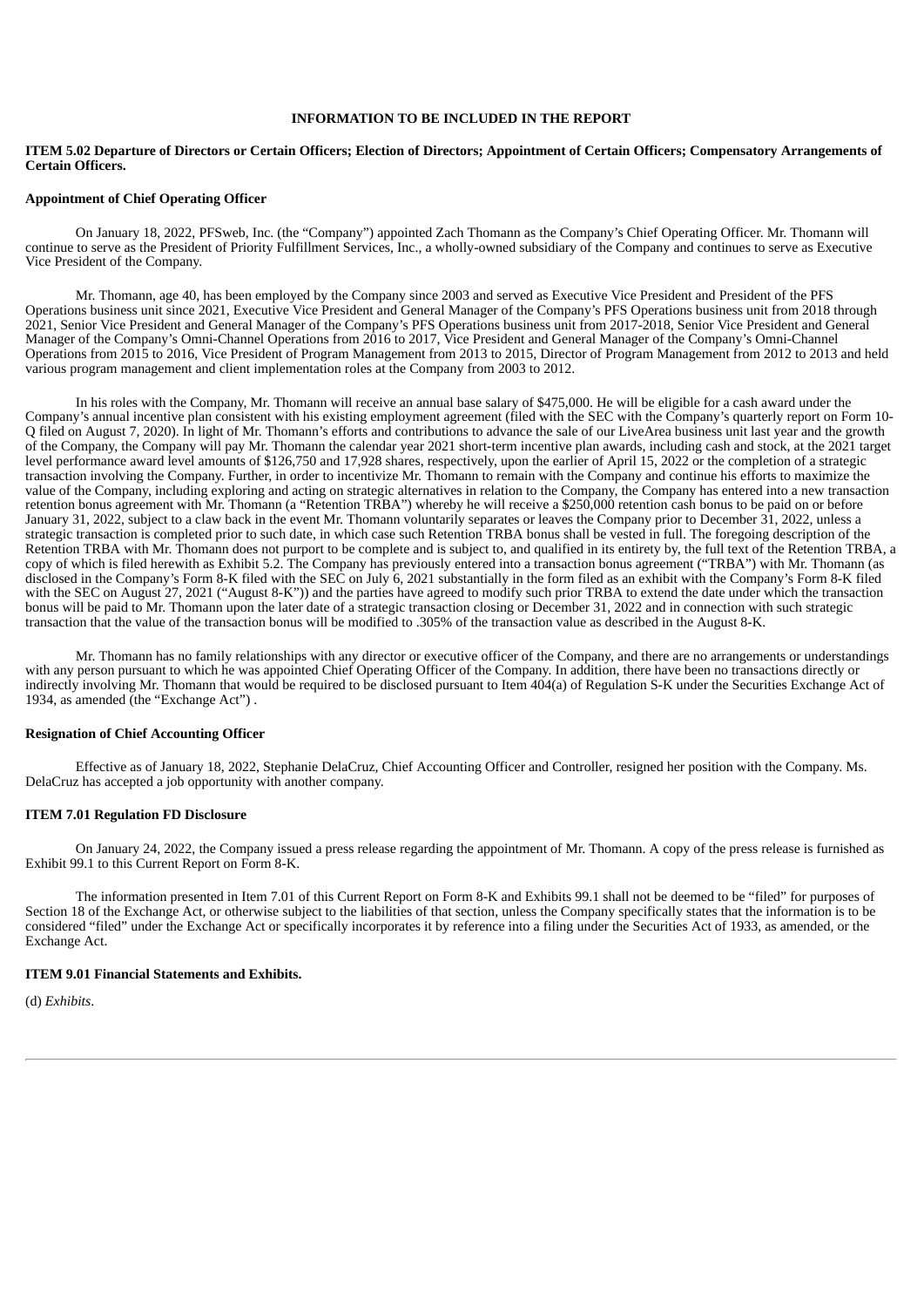**INFORMATION TO BE INCLUDED IN THE REPORT**

**ITEM 5.02 Departure of Directors or Certain Officers; Election of Directors; Appointment of Certain Officers; Compensatory Arrangements of Certain Officers.**

**Appointment of Chief Operating Officer**

On January 18, 2022, PFSweb, Inc. (the "Company") appointed Zach Thomann as the Company's Chief Operating Officer. Mr. Thomann will continue to serve as the President of Priority Fulfillment Services, Inc., a wholly-owned subsidiary of the Company and continues to serve as Executive Vice President of the Company.

Mr. Thomann, age 40, has been employed by the Company since 2003 and served as Executive Vice President and President of the PFS Operations business unit since 2021, Executive Vice President and General Manager of the Company's PFS Operations business unit from 2018 through 2021, Senior Vice President and General Manager of the Company's PFS Operations business unit from 2017-2018, Senior Vice President and General Manager of the Company's Omni-Channel Operations from 2016 to 2017, Vice President and General Manager of the Company's Omni-Channel Operations from 2015 to 2016, Vice President of Program Management from 2013 to 2015, Director of Program Management from 2012 to 2013 and held various program management and client implementation roles at the Company from 2003 to 2012.

In his roles with the Company, Mr. Thomann will receive an annual base salary of $475,000. He will be eligible for a cash award under the Company's annual incentive plan consistent with his existing employment agreement (filed with the SEC with the Company's quarterly report on Form 10-Q filed on August 7, 2020). In light of Mr. Thomann's efforts and contributions to advance the sale of our LiveArea business unit last year and the growth of the Company, the Company will pay Mr. Thomann the calendar year 2021 short-term incentive plan awards, including cash and stock, at the 2021 target level performance award level amounts of $126,750 and 17,928 shares, respectively, upon the earlier of April 15, 2022 or the completion of a strategic transaction involving the Company. Further, in order to incentivize Mr. Thomann to remain with the Company and continue his efforts to maximize the value of the Company, including exploring and acting on strategic alternatives in relation to the Company, the Company has entered into a new transaction retention bonus agreement with Mr. Thomann (a "Retention TRBA") whereby he will receive a $250,000 retention cash bonus to be paid on or before January 31, 2022, subject to a claw back in the event Mr. Thomann voluntarily separates or leaves the Company prior to December 31, 2022, unless a strategic transaction is completed prior to such date, in which case such Retention TRBA bonus shall be vested in full. The foregoing description of the Retention TRBA with Mr. Thomann does not purport to be complete and is subject to, and qualified in its entirety by, the full text of the Retention TRBA, a copy of which is filed herewith as Exhibit 5.2. The Company has previously entered into a transaction bonus agreement ("TRBA") with Mr. Thomann (as disclosed in the Company's Form 8-K filed with the SEC on July 6, 2021 substantially in the form filed as an exhibit with the Company's Form 8-K filed with the SEC on August 27, 2021 ("August 8-K")) and the parties have agreed to modify such prior TRBA to extend the date under which the transaction bonus will be paid to Mr. Thomann upon the later date of a strategic transaction closing or December 31, 2022 and in connection with such strategic transaction that the value of the transaction bonus will be modified to .305% of the transaction value as described in the August 8-K.

Mr. Thomann has no family relationships with any director or executive officer of the Company, and there are no arrangements or understandings with any person pursuant to which he was appointed Chief Operating Officer of the Company. In addition, there have been no transactions directly or indirectly involving Mr. Thomann that would be required to be disclosed pursuant to Item 404(a) of Regulation S-K under the Securities Exchange Act of 1934, as amended (the "Exchange Act") .

**Resignation of Chief Accounting Officer**

Effective as of January 18, 2022, Stephanie DelaCruz, Chief Accounting Officer and Controller, resigned her position with the Company. Ms. DelaCruz has accepted a job opportunity with another company.

**ITEM 7.01 Regulation FD Disclosure**

On January 24, 2022, the Company issued a press release regarding the appointment of Mr. Thomann. A copy of the press release is furnished as Exhibit 99.1 to this Current Report on Form 8-K.

The information presented in Item 7.01 of this Current Report on Form 8-K and Exhibits 99.1 shall not be deemed to be "filed" for purposes of Section 18 of the Exchange Act, or otherwise subject to the liabilities of that section, unless the Company specifically states that the information is to be considered "filed" under the Exchange Act or specifically incorporates it by reference into a filing under the Securities Act of 1933, as amended, or the Exchange Act.

**ITEM 9.01 Financial Statements and Exhibits.**

(d) *Exhibits*.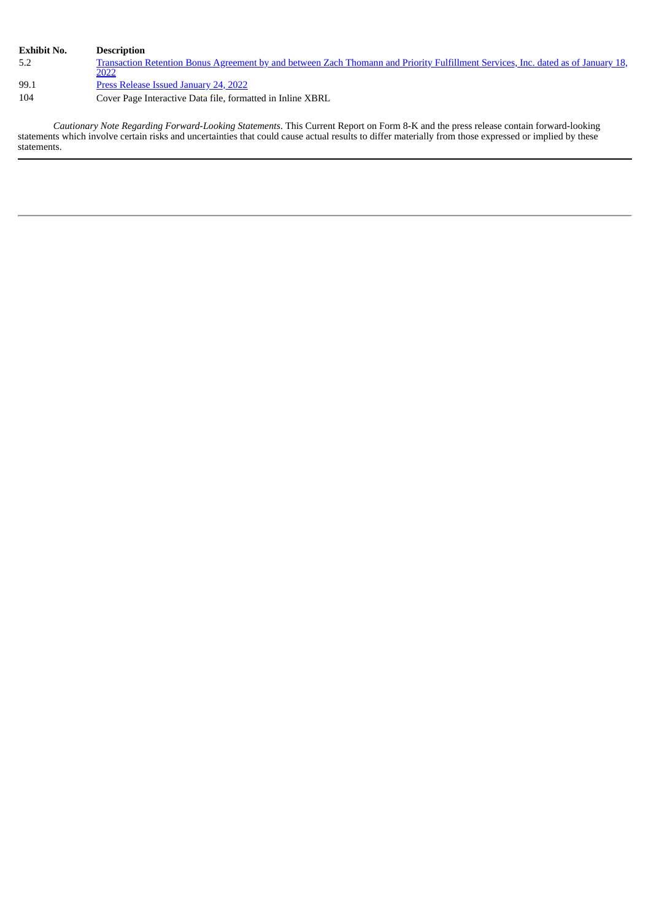| Exhibit No. | Description |
| --- | --- |
| 5.2 | Transaction Retention Bonus Agreement by and between Zach Thomann and Priority Fulfillment Services, Inc. dated as of January 18, 2022 |
| 99.1 | Press Release Issued January 24, 2022 |
| 104 | Cover Page Interactive Data file, formatted in Inline XBRL |

*Cautionary Note Regarding Forward-Looking Statements*. This Current Report on Form 8-K and the press release contain forward-looking statements which involve certain risks and uncertainties that could cause actual results to differ materially from those expressed or implied by these statements.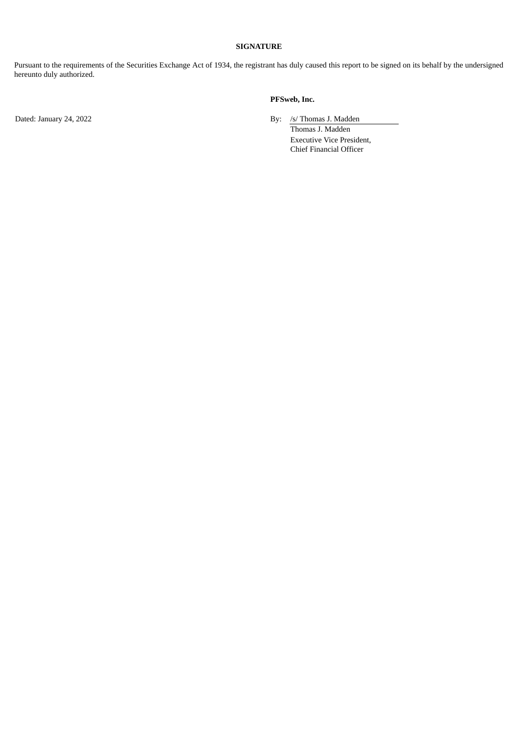**SIGNATURE**

Pursuant to the requirements of the Securities Exchange Act of 1934, the registrant has duly caused this report to be signed on its behalf by the undersigned hereunto duly authorized.

**PFSweb, Inc.**

Dated: January 24, 2022

By: /s/ Thomas J. Madden
Thomas J. Madden
Executive Vice President,
Chief Financial Officer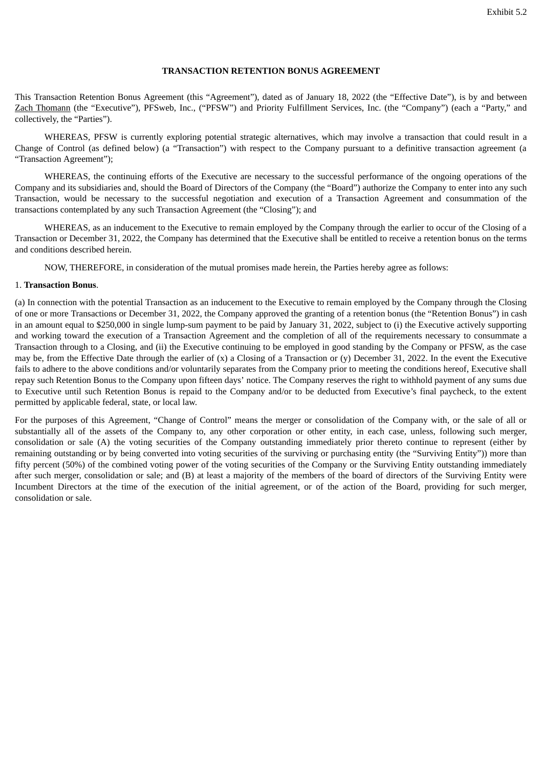Exhibit 5.2

# TRANSACTION RETENTION BONUS AGREEMENT

This Transaction Retention Bonus Agreement (this "Agreement"), dated as of January 18, 2022 (the "Effective Date"), is by and between Zach Thomann (the "Executive"), PFSweb, Inc., ("PFSW") and Priority Fulfillment Services, Inc. (the "Company") (each a "Party," and collectively, the "Parties").

WHEREAS, PFSW is currently exploring potential strategic alternatives, which may involve a transaction that could result in a Change of Control (as defined below) (a "Transaction") with respect to the Company pursuant to a definitive transaction agreement (a "Transaction Agreement");

WHEREAS, the continuing efforts of the Executive are necessary to the successful performance of the ongoing operations of the Company and its subsidiaries and, should the Board of Directors of the Company (the "Board") authorize the Company to enter into any such Transaction, would be necessary to the successful negotiation and execution of a Transaction Agreement and consummation of the transactions contemplated by any such Transaction Agreement (the "Closing"); and

WHEREAS, as an inducement to the Executive to remain employed by the Company through the earlier to occur of the Closing of a Transaction or December 31, 2022, the Company has determined that the Executive shall be entitled to receive a retention bonus on the terms and conditions described herein.

NOW, THEREFORE, in consideration of the mutual promises made herein, the Parties hereby agree as follows:

1. **Transaction Bonus**.

(a) In connection with the potential Transaction as an inducement to the Executive to remain employed by the Company through the Closing of one or more Transactions or December 31, 2022, the Company approved the granting of a retention bonus (the "Retention Bonus") in cash in an amount equal to $250,000 in single lump-sum payment to be paid by January 31, 2022, subject to (i) the Executive actively supporting and working toward the execution of a Transaction Agreement and the completion of all of the requirements necessary to consummate a Transaction through to a Closing, and (ii) the Executive continuing to be employed in good standing by the Company or PFSW, as the case may be, from the Effective Date through the earlier of (x) a Closing of a Transaction or (y) December 31, 2022. In the event the Executive fails to adhere to the above conditions and/or voluntarily separates from the Company prior to meeting the conditions hereof, Executive shall repay such Retention Bonus to the Company upon fifteen days' notice. The Company reserves the right to withhold payment of any sums due to Executive until such Retention Bonus is repaid to the Company and/or to be deducted from Executive's final paycheck, to the extent permitted by applicable federal, state, or local law.

For the purposes of this Agreement, "Change of Control" means the merger or consolidation of the Company with, or the sale of all or substantially all of the assets of the Company to, any other corporation or other entity, in each case, unless, following such merger, consolidation or sale (A) the voting securities of the Company outstanding immediately prior thereto continue to represent (either by remaining outstanding or by being converted into voting securities of the surviving or purchasing entity (the "Surviving Entity")) more than fifty percent (50%) of the combined voting power of the voting securities of the Company or the Surviving Entity outstanding immediately after such merger, consolidation or sale; and (B) at least a majority of the members of the board of directors of the Surviving Entity were Incumbent Directors at the time of the execution of the initial agreement, or of the action of the Board, providing for such merger, consolidation or sale.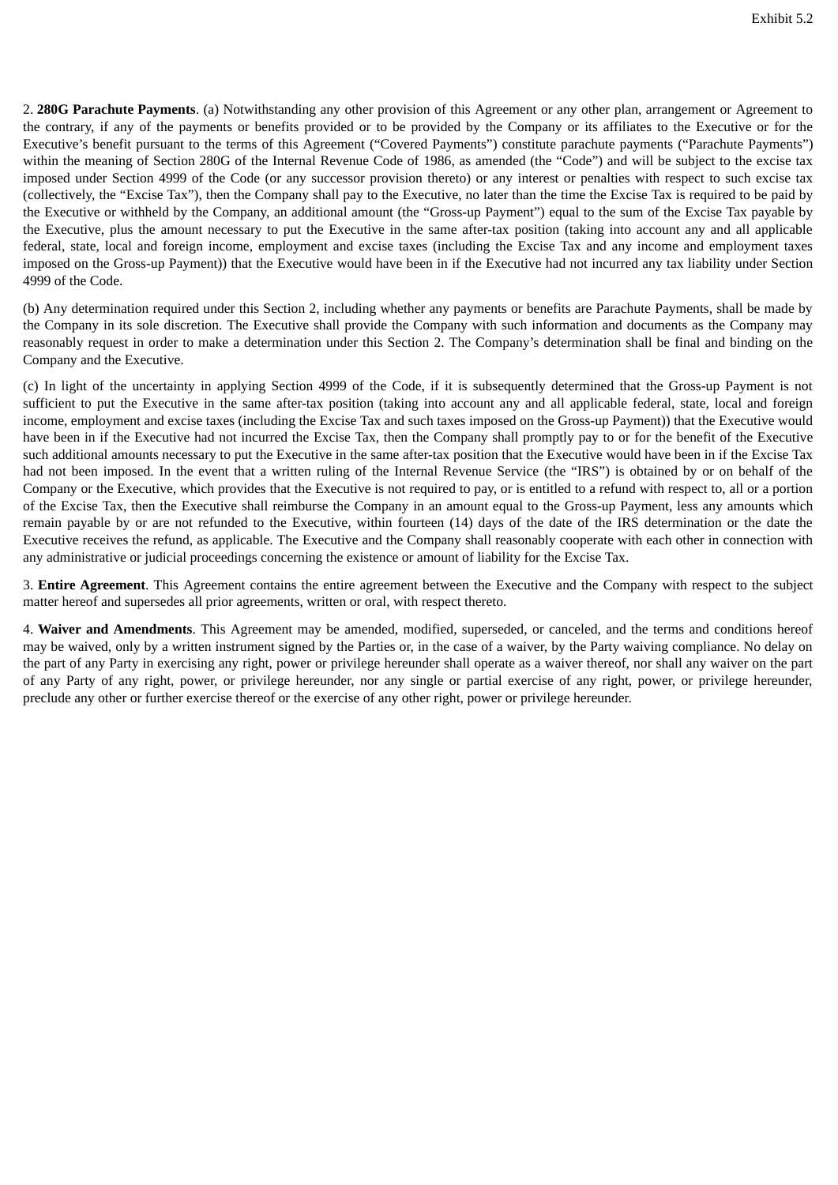2. **280G Parachute Payments**. (a) Notwithstanding any other provision of this Agreement or any other plan, arrangement or Agreement to the contrary, if any of the payments or benefits provided or to be provided by the Company or its affiliates to the Executive or for the Executive's benefit pursuant to the terms of this Agreement ("Covered Payments") constitute parachute payments ("Parachute Payments") within the meaning of Section 280G of the Internal Revenue Code of 1986, as amended (the "Code") and will be subject to the excise tax imposed under Section 4999 of the Code (or any successor provision thereto) or any interest or penalties with respect to such excise tax (collectively, the "Excise Tax"), then the Company shall pay to the Executive, no later than the time the Excise Tax is required to be paid by the Executive or withheld by the Company, an additional amount (the "Gross-up Payment") equal to the sum of the Excise Tax payable by the Executive, plus the amount necessary to put the Executive in the same after-tax position (taking into account any and all applicable federal, state, local and foreign income, employment and excise taxes (including the Excise Tax and any income and employment taxes imposed on the Gross-up Payment)) that the Executive would have been in if the Executive had not incurred any tax liability under Section 4999 of the Code.

(b) Any determination required under this Section 2, including whether any payments or benefits are Parachute Payments, shall be made by the Company in its sole discretion. The Executive shall provide the Company with such information and documents as the Company may reasonably request in order to make a determination under this Section 2. The Company's determination shall be final and binding on the Company and the Executive.

(c) In light of the uncertainty in applying Section 4999 of the Code, if it is subsequently determined that the Gross-up Payment is not sufficient to put the Executive in the same after-tax position (taking into account any and all applicable federal, state, local and foreign income, employment and excise taxes (including the Excise Tax and such taxes imposed on the Gross-up Payment)) that the Executive would have been in if the Executive had not incurred the Excise Tax, then the Company shall promptly pay to or for the benefit of the Executive such additional amounts necessary to put the Executive in the same after-tax position that the Executive would have been in if the Excise Tax had not been imposed. In the event that a written ruling of the Internal Revenue Service (the "IRS") is obtained by or on behalf of the Company or the Executive, which provides that the Executive is not required to pay, or is entitled to a refund with respect to, all or a portion of the Excise Tax, then the Executive shall reimburse the Company in an amount equal to the Gross-up Payment, less any amounts which remain payable by or are not refunded to the Executive, within fourteen (14) days of the date of the IRS determination or the date the Executive receives the refund, as applicable. The Executive and the Company shall reasonably cooperate with each other in connection with any administrative or judicial proceedings concerning the existence or amount of liability for the Excise Tax.

3. **Entire Agreement**. This Agreement contains the entire agreement between the Executive and the Company with respect to the subject matter hereof and supersedes all prior agreements, written or oral, with respect thereto.

4. **Waiver and Amendments**. This Agreement may be amended, modified, superseded, or canceled, and the terms and conditions hereof may be waived, only by a written instrument signed by the Parties or, in the case of a waiver, by the Party waiving compliance. No delay on the part of any Party in exercising any right, power or privilege hereunder shall operate as a waiver thereof, nor shall any waiver on the part of any Party of any right, power, or privilege hereunder, nor any single or partial exercise of any right, power, or privilege hereunder, preclude any other or further exercise thereof or the exercise of any other right, power or privilege hereunder.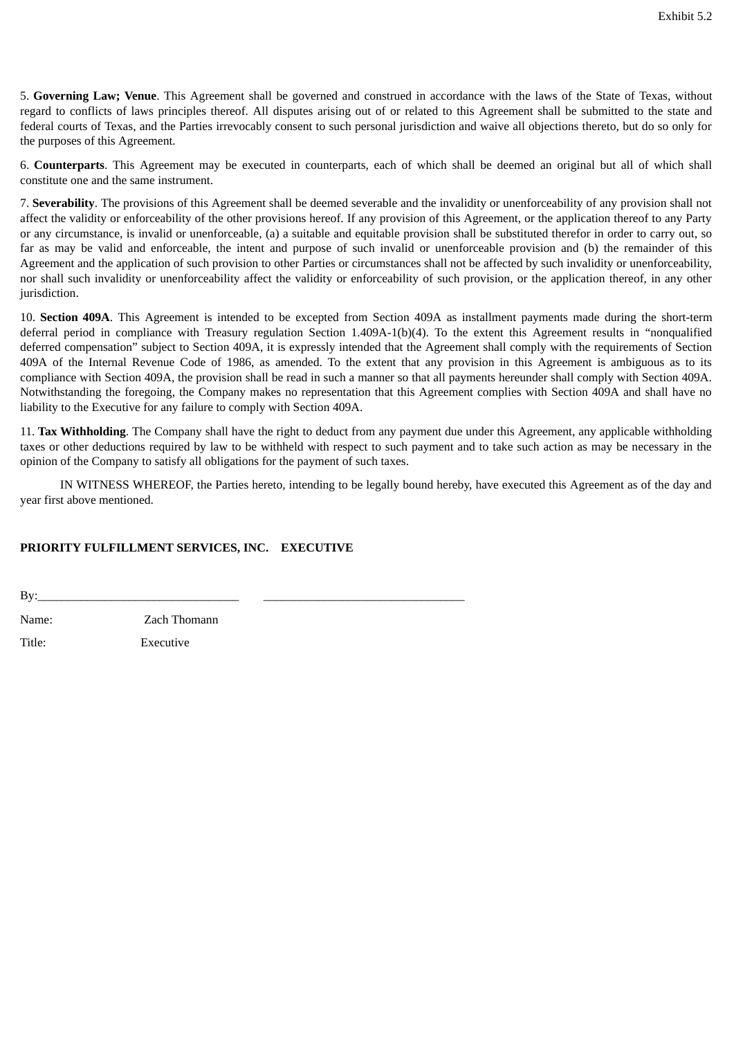5. **Governing Law; Venue**. This Agreement shall be governed and construed in accordance with the laws of the State of Texas, without regard to conflicts of laws principles thereof. All disputes arising out of or related to this Agreement shall be submitted to the state and federal courts of Texas, and the Parties irrevocably consent to such personal jurisdiction and waive all objections thereto, but do so only for the purposes of this Agreement.

6. **Counterparts**. This Agreement may be executed in counterparts, each of which shall be deemed an original but all of which shall constitute one and the same instrument.

7. **Severability**. The provisions of this Agreement shall be deemed severable and the invalidity or unenforceability of any provision shall not affect the validity or enforceability of the other provisions hereof. If any provision of this Agreement, or the application thereof to any Party or any circumstance, is invalid or unenforceable, (a) a suitable and equitable provision shall be substituted therefor in order to carry out, so far as may be valid and enforceable, the intent and purpose of such invalid or unenforceable provision and (b) the remainder of this Agreement and the application of such provision to other Parties or circumstances shall not be affected by such invalidity or unenforceability, nor shall such invalidity or unenforceability affect the validity or enforceability of such provision, or the application thereof, in any other jurisdiction.

10. **Section 409A**. This Agreement is intended to be excepted from Section 409A as installment payments made during the short-term deferral period in compliance with Treasury regulation Section 1.409A-1(b)(4). To the extent this Agreement results in "nonqualified deferred compensation" subject to Section 409A, it is expressly intended that the Agreement shall comply with the requirements of Section 409A of the Internal Revenue Code of 1986, as amended. To the extent that any provision in this Agreement is ambiguous as to its compliance with Section 409A, the provision shall be read in such a manner so that all payments hereunder shall comply with Section 409A. Notwithstanding the foregoing, the Company makes no representation that this Agreement complies with Section 409A and shall have no liability to the Executive for any failure to comply with Section 409A.

11. **Tax Withholding**. The Company shall have the right to deduct from any payment due under this Agreement, any applicable withholding taxes or other deductions required by law to be withheld with respect to such payment and to take such action as may be necessary in the opinion of the Company to satisfy all obligations for the payment of such taxes.

IN WITNESS WHEREOF, the Parties hereto, intending to be legally bound hereby, have executed this Agreement as of the day and year first above mentioned.

**PRIORITY FULFILLMENT SERVICES, INC.**  **EXECUTIVE**

By:________________________________  ________________________________

Name: Zach Thomann

Title: Executive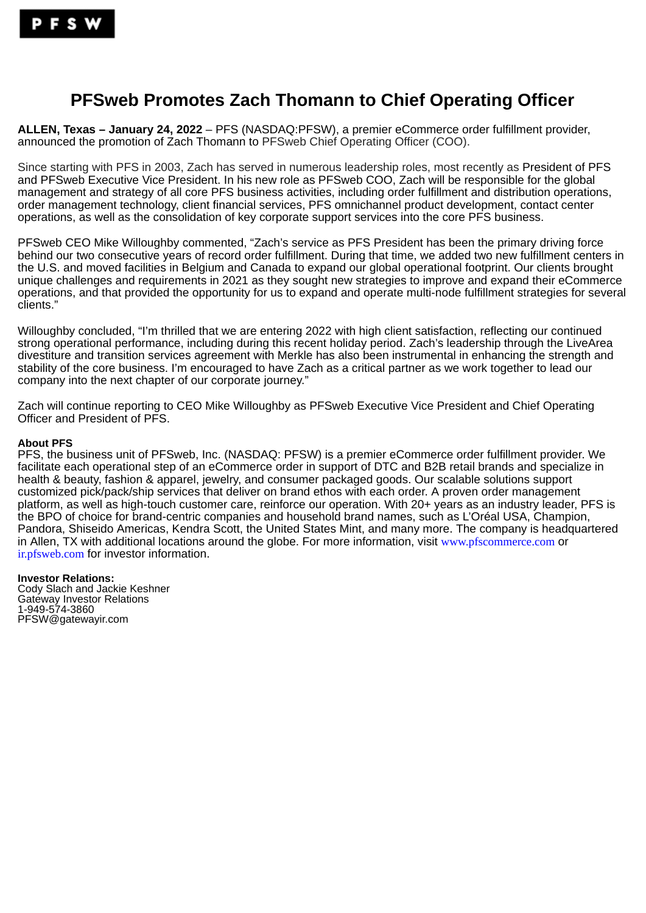PFSW

# PFSweb Promotes Zach Thomann to Chief Operating Officer

**ALLEN, Texas – January 24, 2022** – PFS (NASDAQ:PFSW), a premier eCommerce order fulfillment provider, announced the promotion of Zach Thomann to PFSweb Chief Operating Officer (COO).

Since starting with PFS in 2003, Zach has served in numerous leadership roles, most recently as President of PFS and PFSweb Executive Vice President. In his new role as PFSweb COO, Zach will be responsible for the global management and strategy of all core PFS business activities, including order fulfillment and distribution operations, order management technology, client financial services, PFS omnichannel product development, contact center operations, as well as the consolidation of key corporate support services into the core PFS business.

PFSweb CEO Mike Willoughby commented, "Zach's service as PFS President has been the primary driving force behind our two consecutive years of record order fulfillment. During that time, we added two new fulfillment centers in the U.S. and moved facilities in Belgium and Canada to expand our global operational footprint. Our clients brought unique challenges and requirements in 2021 as they sought new strategies to improve and expand their eCommerce operations, and that provided the opportunity for us to expand and operate multi-node fulfillment strategies for several clients."

Willoughby concluded, "I'm thrilled that we are entering 2022 with high client satisfaction, reflecting our continued strong operational performance, including during this recent holiday period. Zach's leadership through the LiveArea divestiture and transition services agreement with Merkle has also been instrumental in enhancing the strength and stability of the core business. I'm encouraged to have Zach as a critical partner as we work together to lead our company into the next chapter of our corporate journey."

Zach will continue reporting to CEO Mike Willoughby as PFSweb Executive Vice President and Chief Operating Officer and President of PFS.

**About PFS**
PFS, the business unit of PFSweb, Inc. (NASDAQ: PFSW) is a premier eCommerce order fulfillment provider. We facilitate each operational step of an eCommerce order in support of DTC and B2B retail brands and specialize in health & beauty, fashion & apparel, jewelry, and consumer packaged goods. Our scalable solutions support customized pick/pack/ship services that deliver on brand ethos with each order. A proven order management platform, as well as high-touch customer care, reinforce our operation. With 20+ years as an industry leader, PFS is the BPO of choice for brand-centric companies and household brand names, such as L'Oréal USA, Champion, Pandora, Shiseido Americas, Kendra Scott, the United States Mint, and many more. The company is headquartered in Allen, TX with additional locations around the globe. For more information, visit www.pfscommerce.com or ir.pfsweb.com for investor information.

**Investor Relations:**
Cody Slach and Jackie Keshner
Gateway Investor Relations
1-949-574-3860
PFSW@gatewayir.com